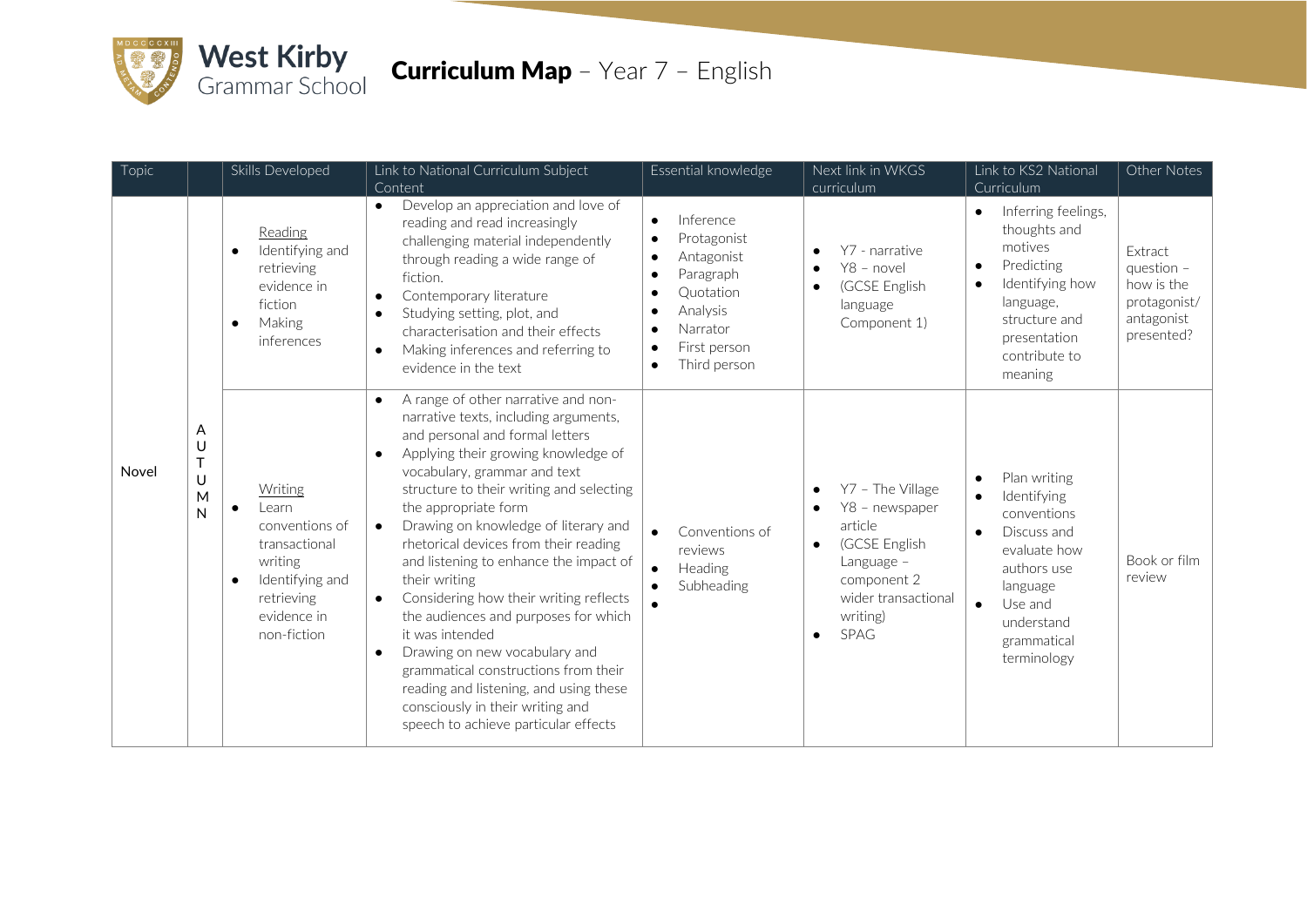# West Kirby Grammar School

## **Curriculum Map** – Year 7 – English

| Topic | | Skills Developed | Link to National Curriculum Subject Content | Essential knowledge | Next link in WKGS curriculum | Link to KS2 National Curriculum | Other Notes |
|---|---|---|---|---|---|---|---|
| Novel | AUTUMN | Reading<br>• Identifying and retrieving evidence in fiction<br>• Making inferences | • Develop an appreciation and love of reading and read increasingly challenging material independently through reading a wide range of fiction.<br>• Contemporary literature<br>• Studying setting, plot, and characterisation and their effects<br>• Making inferences and referring to evidence in the text | • Inference<br>• Protagonist<br>• Antagonist<br>• Paragraph<br>• Quotation<br>• Analysis<br>• Narrator<br>• First person<br>• Third person | • Y7 - narrative<br>• Y8 – novel<br>• (GCSE English language Component 1) | • Inferring feelings, thoughts and motives<br>• Predicting<br>• Identifying how language, structure and presentation contribute to meaning | Extract question – how is the protagonist/ antagonist presented? |
| | | Writing<br>• Learn conventions of transactional writing<br>• Identifying and retrieving evidence in non-fiction | • A range of other narrative and non-narrative texts, including arguments, and personal and formal letters<br>• Applying their growing knowledge of vocabulary, grammar and text structure to their writing and selecting the appropriate form<br>• Drawing on knowledge of literary and rhetorical devices from their reading and listening to enhance the impact of their writing<br>• Considering how their writing reflects the audiences and purposes for which it was intended<br>• Drawing on new vocabulary and grammatical constructions from their reading and listening, and using these consciously in their writing and speech to achieve particular effects | • Conventions of reviews<br>• Heading<br>• Subheading<br>• | • Y7 – The Village<br>• Y8 – newspaper article<br>• (GCSE English Language – component 2 wider transactional writing)<br>• SPAG | • Plan writing<br>• Identifying conventions<br>• Discuss and evaluate how authors use language<br>• Use and understand grammatical terminology | Book or film review |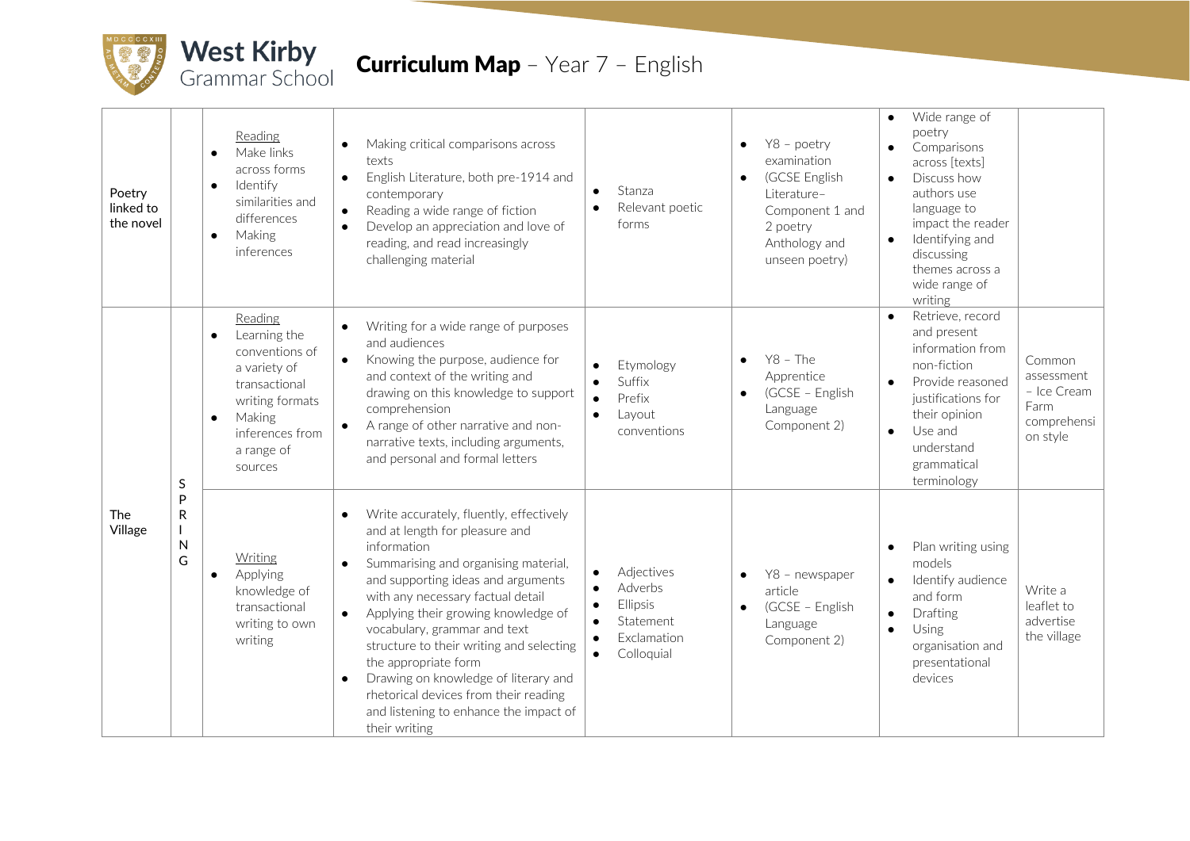# West Kirby Grammar School

## Curriculum Map – Year 7 – English

| | | | | | | | |
|---|---|---|---|---|---|---|---|
| Poetry linked to the novel | | Reading<br>• Make links across forms<br>• Identify similarities and differences<br>• Making inferences | • Making critical comparisons across texts<br>• English Literature, both pre-1914 and contemporary<br>• Reading a wide range of fiction<br>• Develop an appreciation and love of reading, and read increasingly challenging material | • Stanza<br>• Relevant poetic forms | • Y8 – poetry examination<br>• (GCSE English Literature– Component 1 and 2 poetry Anthology and unseen poetry) | • Wide range of poetry<br>• Comparisons across [texts]<br>• Discuss how authors use language to impact the reader<br>• Identifying and discussing themes across a wide range of writing | |
| The Village | SPRING | Reading<br>• Learning the conventions of a variety of transactional writing formats<br>• Making inferences from a range of sources | • Writing for a wide range of purposes and audiences<br>• Knowing the purpose, audience for and context of the writing and drawing on this knowledge to support comprehension<br>• A range of other narrative and non-narrative texts, including arguments, and personal and formal letters | • Etymology<br>• Suffix<br>• Prefix<br>• Layout conventions | • Y8 – The Apprentice<br>• (GCSE – English Language Component 2) | • Retrieve, record and present information from non-fiction<br>• Provide reasoned justifications for their opinion<br>• Use and understand grammatical terminology | Common assessment – Ice Cream Farm comprehension style |
| | | Writing<br>• Applying knowledge of transactional writing to own writing | • Write accurately, fluently, effectively and at length for pleasure and information<br>• Summarising and organising material, and supporting ideas and arguments with any necessary factual detail<br>• Applying their growing knowledge of vocabulary, grammar and text structure to their writing and selecting the appropriate form<br>• Drawing on knowledge of literary and rhetorical devices from their reading and listening to enhance the impact of their writing | • Adjectives<br>• Adverbs<br>• Ellipsis<br>• Statement<br>• Exclamation<br>• Colloquial | • Y8 – newspaper article<br>• (GCSE – English Language Component 2) | • Plan writing using models<br>• Identify audience and form<br>• Drafting<br>• Using organisation and presentational devices | Write a leaflet to advertise the village |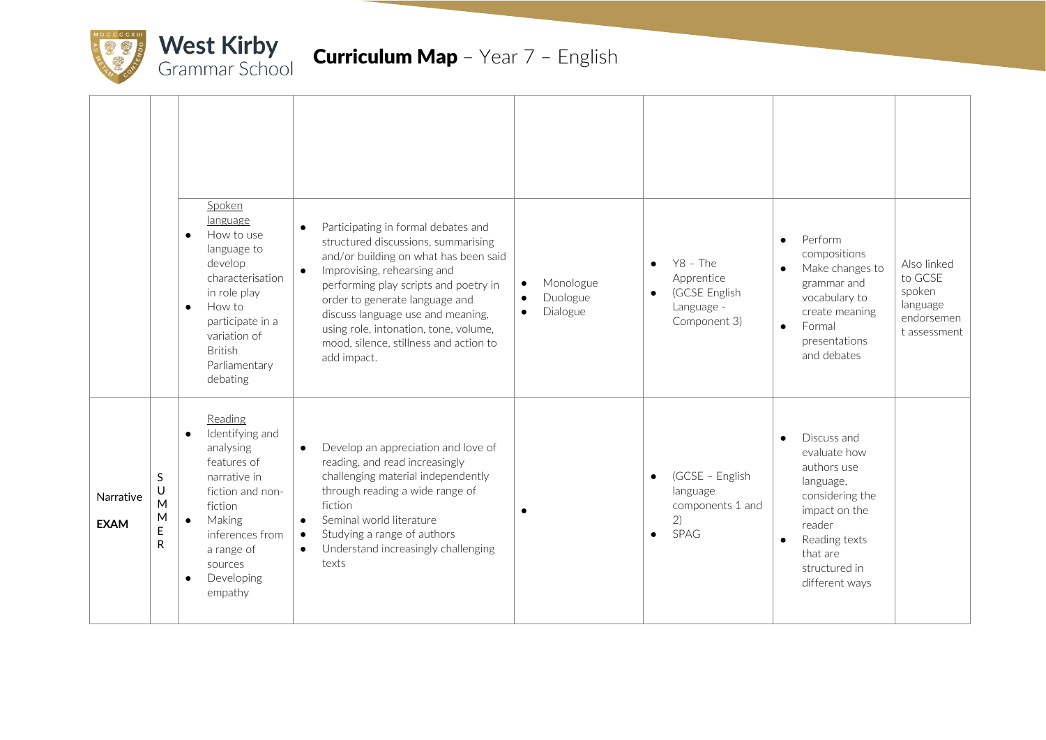| | | | | | | | |
|---|---|---|---|---|---|---|---|
| | | | | | | | |
| | | Spoken language<br>• How to use language to develop characterisation in role play<br>• How to participate in a variation of British Parliamentary debating | • Participating in formal debates and structured discussions, summarising and/or building on what has been said<br>• Improvising, rehearsing and performing play scripts and poetry in order to generate language and discuss language use and meaning, using role, intonation, tone, volume, mood, silence, stillness and action to add impact. | • Monologue<br>• Duologue<br>• Dialogue | • Y8 – The Apprentice<br>• (GCSE English Language - Component 3) | • Perform compositions<br>• Make changes to grammar and vocabulary to create meaning<br>• Formal presentations and debates | Also linked to GCSE spoken language endorsement assessment |
| Narrative<br><br>**EXAM** | SUMMER | Reading<br>• Identifying and analysing features of narrative in fiction and non-fiction<br>• Making inferences from a range of sources<br>• Developing empathy | • Develop an appreciation and love of reading, and read increasingly challenging material independently through reading a wide range of fiction<br>• Seminal world literature<br>• Studying a range of authors<br>• Understand increasingly challenging texts | • | • (GCSE – English language components 1 and 2)<br>• SPAG | • Discuss and evaluate how authors use language, considering the impact on the reader<br>• Reading texts that are structured in different ways | |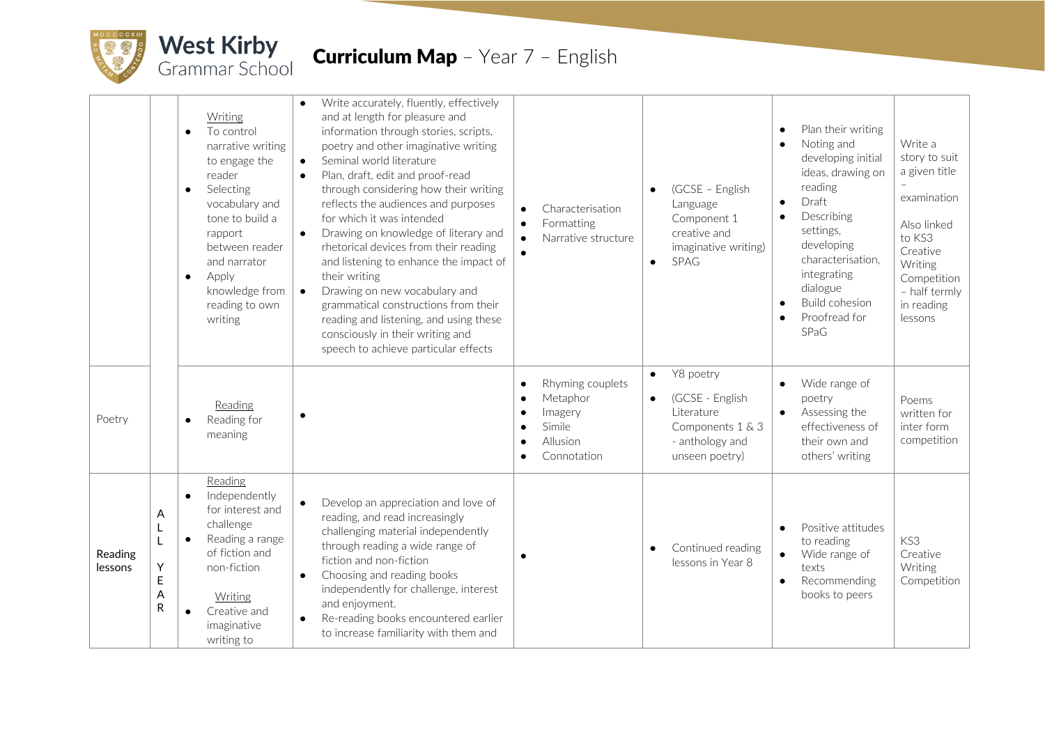# Curriculum Map – Year 7 – English

West Kirby Grammar School

| | | | | | | | |
|---|---|---|---|---|---|---|---|
| | | Writing<br>• To control narrative writing to engage the reader<br>• Selecting vocabulary and tone to build a rapport between reader and narrator<br>• Apply knowledge from reading to own writing | • Write accurately, fluently, effectively and at length for pleasure and information through stories, scripts, poetry and other imaginative writing<br>• Seminal world literature<br>• Plan, draft, edit and proof-read through considering how their writing reflects the audiences and purposes for which it was intended<br>• Drawing on knowledge of literary and rhetorical devices from their reading and listening to enhance the impact of their writing<br>• Drawing on new vocabulary and grammatical constructions from their reading and listening, and using these consciously in their writing and speech to achieve particular effects | • Characterisation<br>• Formatting<br>• Narrative structure<br>• | • (GCSE – English Language Component 1 creative and imaginative writing)<br>• SPAG | • Plan their writing<br>• Noting and developing initial ideas, drawing on reading<br>• Draft<br>• Describing settings, developing characterisation, integrating dialogue<br>• Build cohesion<br>• Proofread for SPaG | Write a story to suit a given title – examination<br><br>Also linked to KS3 Creative Writing Competition – half termly in reading lessons |
| Poetry | | Reading<br>• Reading for meaning | • | • Rhyming couplets<br>• Metaphor<br>• Imagery<br>• Simile<br>• Allusion<br>• Connotation | • Y8 poetry<br>• (GCSE - English Literature Components 1 & 3 - anthology and unseen poetry) | • Wide range of poetry<br>• Assessing the effectiveness of their own and others' writing | Poems written for inter form competition |
| Reading lessons | ALL YEAR | Reading<br>• Independently for interest and challenge<br>• Reading a range of fiction and non-fiction<br><br>Writing<br>• Creative and imaginative writing to | • Develop an appreciation and love of reading, and read increasingly challenging material independently through reading a wide range of fiction and non-fiction<br>• Choosing and reading books independently for challenge, interest and enjoyment.<br>• Re-reading books encountered earlier to increase familiarity with them and | • | • Continued reading lessons in Year 8 | • Positive attitudes to reading<br>• Wide range of texts<br>• Recommending books to peers | KS3 Creative Writing Competition |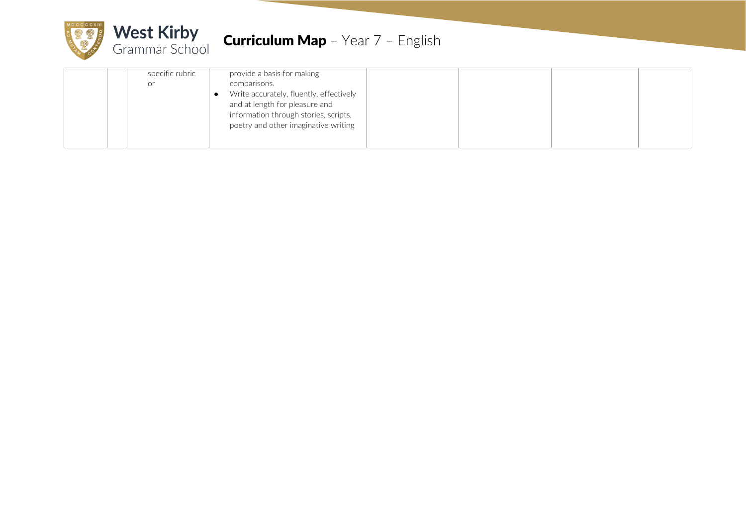| | | | | | | | |
|---|---|---|---|---|---|---|---|
| | | specific rubric or | provide a basis for making comparisons.<br>● Write accurately, fluently, effectively and at length for pleasure and information through stories, scripts, poetry and other imaginative writing | | | | |